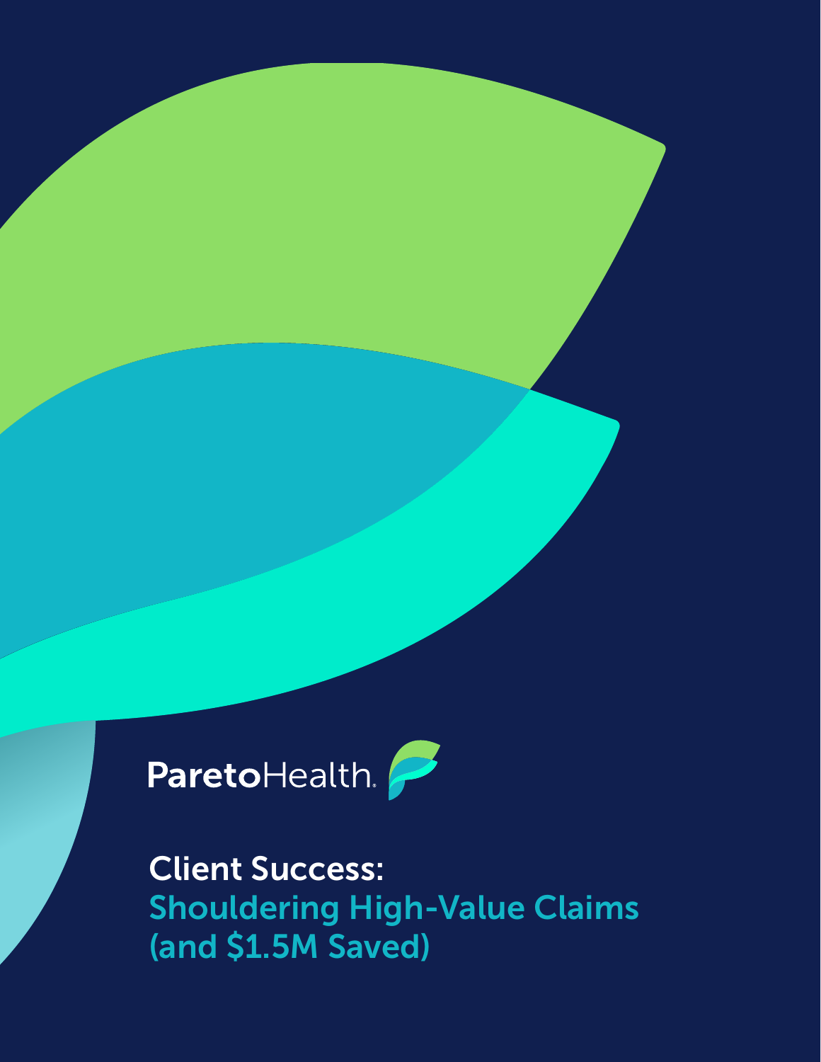ParetoHealth

# Client Success: Shouldering High-Value Claims (and $1.5M Saved)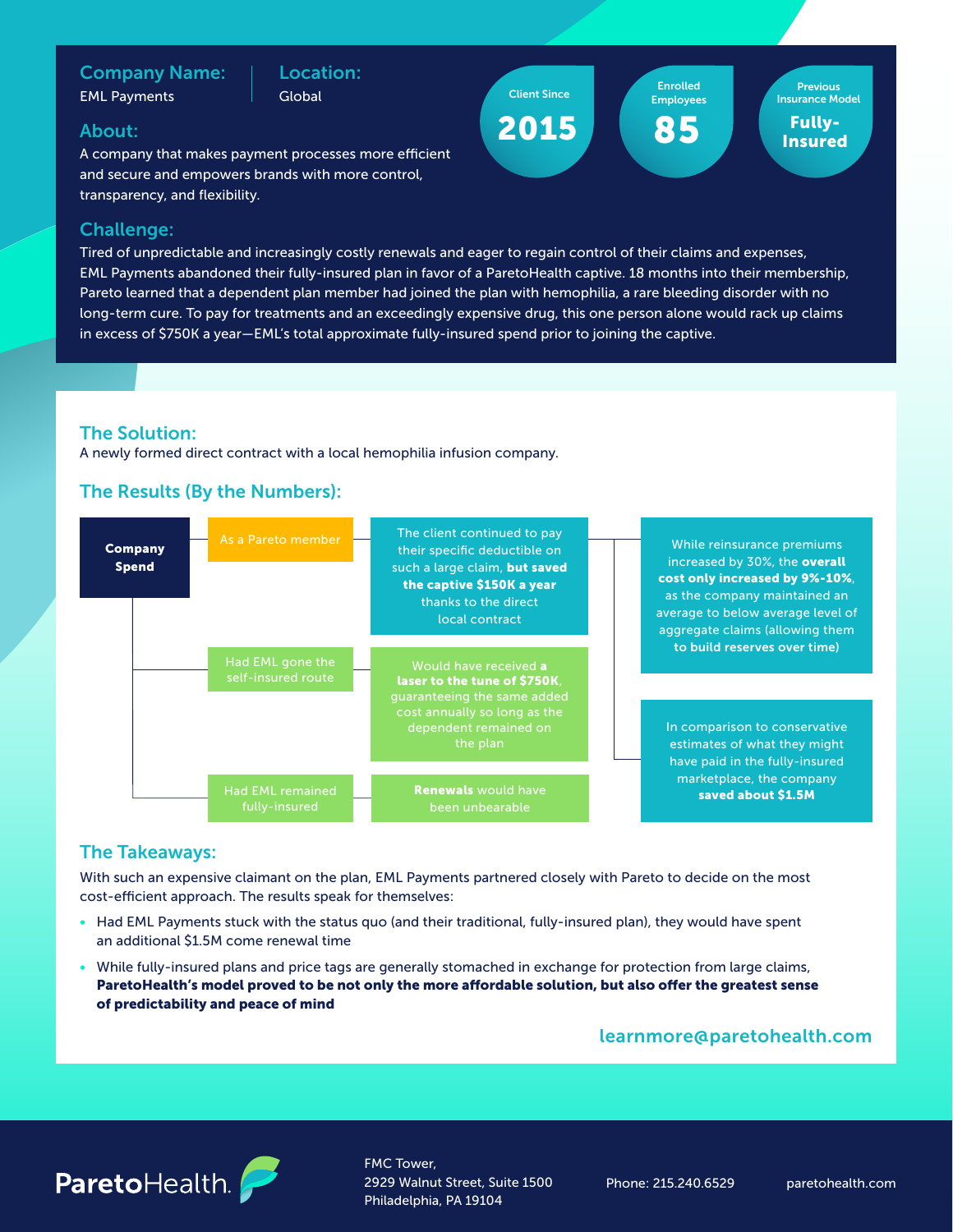**Company Name:** EML Payments

**Location:** Global

## About:

A company that makes payment processes more efficient and secure and empowers brands with more control, transparency, and flexibility.

Client Since **2015**

Enrolled Employees **85**

Previous Insurance Model **Fully-Insured**

## Challenge:

Tired of unpredictable and increasingly costly renewals and eager to regain control of their claims and expenses, EML Payments abandoned their fully-insured plan in favor of a ParetoHealth captive. 18 months into their membership, Pareto learned that a dependent plan member had joined the plan with hemophilia, a rare bleeding disorder with no long-term cure. To pay for treatments and an exceedingly expensive drug, this one person alone would rack up claims in excess of $750K a year—EML's total approximate fully-insured spend prior to joining the captive.

## The Solution:

A newly formed direct contract with a local hemophilia infusion company.

## The Results (By the Numbers):

**Company Spend**

- **As a Pareto member:** The client continued to pay their specific deductible on such a large claim, **but saved the captive $150K a year** thanks to the direct local contract
- **Had EML gone the self-insured route:** Would have received **a laser to the tune of $750K**, guaranteeing the same added cost annually so long as the dependent remained on the plan
- **Had EML remained fully-insured:** **Renewals** would have been unbearable

While reinsurance premiums increased by 30%, the **overall cost only increased by 9%-10%**, as the company maintained an average to below average level of aggregate claims (**allowing them to build reserves over time**)

In comparison to conservative estimates of what they might have paid in the fully-insured marketplace, the company **saved about $1.5M**

## The Takeaways:

With such an expensive claimant on the plan, EML Payments partnered closely with Pareto to decide on the most cost-efficient approach. The results speak for themselves:

- Had EML Payments stuck with the status quo (and their traditional, fully-insured plan), they would have spent an additional $1.5M come renewal time
- While fully-insured plans and price tags are generally stomached in exchange for protection from large claims, **ParetoHealth's model proved to be not only the more affordable solution, but also offer the greatest sense of predictability and peace of mind**

learnmore@paretohealth.com

ParetoHealth

FMC Tower,
2929 Walnut Street, Suite 1500
Philadelphia, PA 19104

Phone: 215.240.6529

paretohealth.com